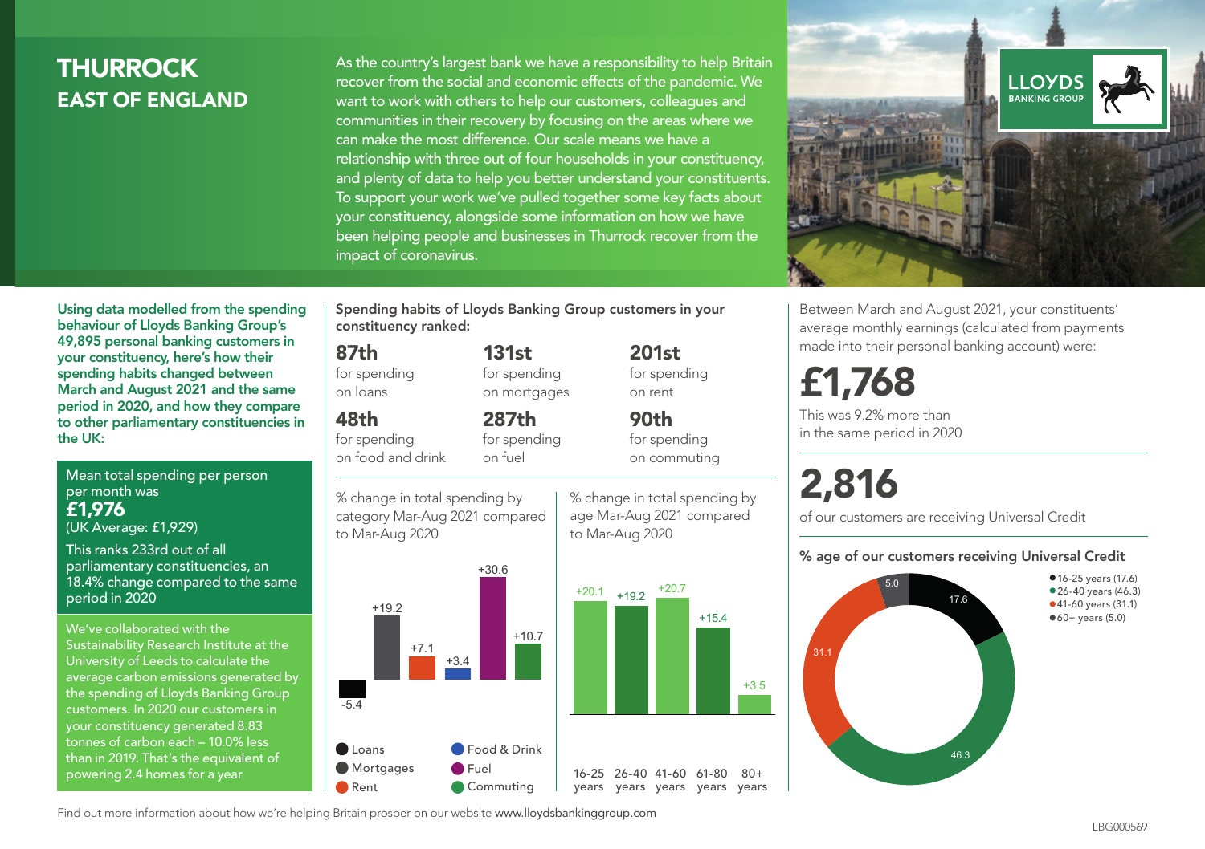# THURROCK
## EAST OF ENGLAND

As the country's largest bank we have a responsibility to help Britain recover from the social and economic effects of the pandemic. We want to work with others to help our customers, colleagues and communities in their recovery by focusing on the areas where we can make the most difference. Our scale means we have a relationship with three out of four households in your constituency, and plenty of data to help you better understand your constituents. To support your work we've pulled together some key facts about your constituency, alongside some information on how we have been helping people and businesses in Thurrock recover from the impact of coronavirus.

LLOYDS BANKING GROUP

**Using data modelled from the spending behaviour of Lloyds Banking Group's 49,895 personal banking customers in your constituency, here's how their spending habits changed between March and August 2021 and the same period in 2020, and how they compare to other parliamentary constituencies in the UK:**

Mean total spending per person per month was
**£1,976**
(UK Average: £1,929)

This ranks 233rd out of all parliamentary constituencies, an 18.4% change compared to the same period in 2020

We've collaborated with the Sustainability Research Institute at the University of Leeds to calculate the average carbon emissions generated by the spending of Lloyds Banking Group customers. In 2020 our customers in your constituency generated 8.83 tonnes of carbon each – 10.0% less than in 2019. That's the equivalent of powering 2.4 homes for a year

**Spending habits of Lloyds Banking Group customers in your constituency ranked:**

- **87th** for spending on loans
- **131st** for spending on mortgages
- **201st** for spending on rent
- **48th** for spending on food and drink
- **287th** for spending on fuel
- **90th** for spending on commuting

% change in total spending by category Mar-Aug 2021 compared to Mar-Aug 2020

| Category | % change |
|---|---|
| Loans | -5.4 |
| Mortgages | +19.2 |
| Rent | +7.1 |
| Food & Drink | +3.4 |
| Fuel | +30.6 |
| Commuting | +10.7 |

% change in total spending by age Mar-Aug 2021 compared to Mar-Aug 2020

| Age | % change |
|---|---|
| 16-25 years | +20.1 |
| 26-40 years | +19.2 |
| 41-60 years | +20.7 |
| 61-80 years | +15.4 |
| 80+ years | +3.5 |

Between March and August 2021, your constituents' average monthly earnings (calculated from payments made into their personal banking account) were:

**£1,768**

This was 9.2% more than in the same period in 2020

**2,816**

of our customers are receiving Universal Credit

**% age of our customers receiving Universal Credit**

| Age | % |
|---|---|
| 16-25 years | 17.6 |
| 26-40 years | 46.3 |
| 41-60 years | 31.1 |
| 60+ years | 5.0 |

Find out more information about how we're helping Britain prosper on our website www.lloydsbankinggroup.com

LBG000569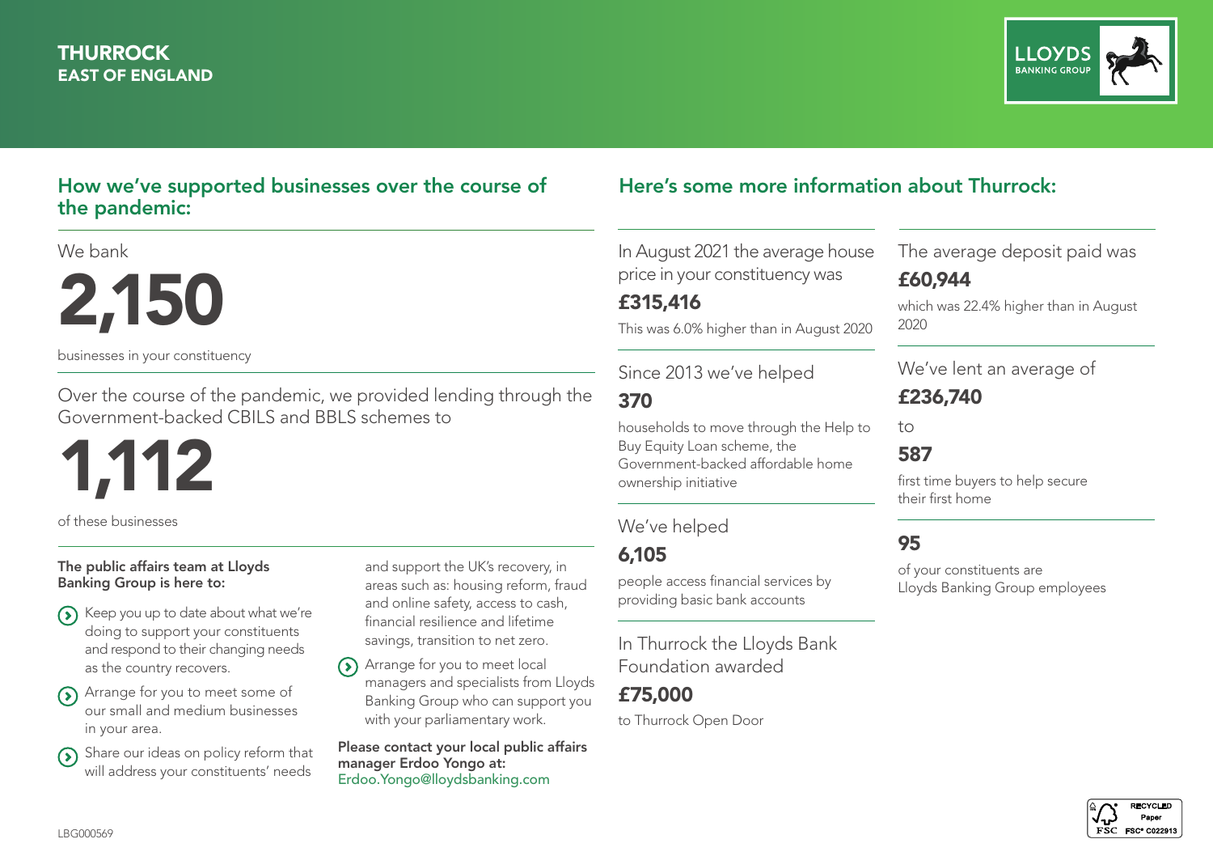**THURROCK**
**EAST OF ENGLAND**

## How we've supported businesses over the course of the pandemic:

We bank

# 2,150

businesses in your constituency

Over the course of the pandemic, we provided lending through the Government-backed CBILS and BBLS schemes to

# 1,112

of these businesses

**The public affairs team at Lloyds Banking Group is here to:**

- Keep you up to date about what we're doing to support your constituents and respond to their changing needs as the country recovers.
- Arrange for you to meet some of our small and medium businesses in your area.
- Share our ideas on policy reform that will address your constituents' needs and support the UK's recovery, in areas such as: housing reform, fraud and online safety, access to cash, financial resilience and lifetime savings, transition to net zero.
- Arrange for you to meet local managers and specialists from Lloyds Banking Group who can support you with your parliamentary work.

**Please contact your local public affairs manager Erdoo Yongo at:**
Erdoo.Yongo@lloydsbanking.com

## Here's some more information about Thurrock:

In August 2021 the average house price in your constituency was

**£315,416**

This was 6.0% higher than in August 2020

Since 2013 we've helped

**370**

households to move through the Help to Buy Equity Loan scheme, the Government-backed affordable home ownership initiative

We've helped

**6,105**

people access financial services by providing basic bank accounts

In Thurrock the Lloyds Bank Foundation awarded

**£75,000**

to Thurrock Open Door

The average deposit paid was

**£60,944**

which was 22.4% higher than in August 2020

We've lent an average of

**£236,740**

to

**587**

first time buyers to help secure their first home

**95**

of your constituents are Lloyds Banking Group employees

LBG000569